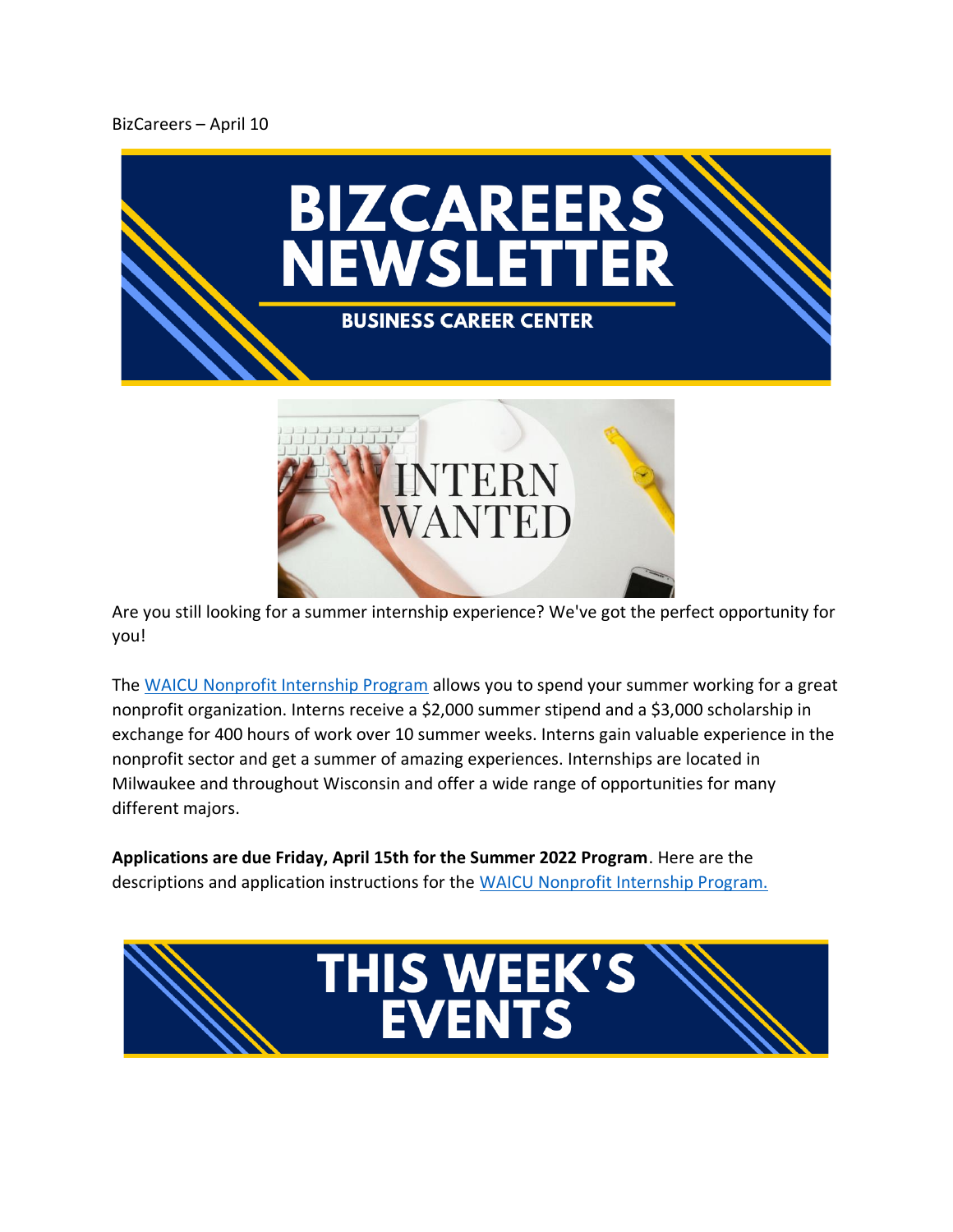BizCareers – April 10

# BIZCAREERS NEWSLETTER

## BUSINESS CAREER CENTER

INTERN WANTED

Are you still looking for a summer internship experience? We've got the perfect opportunity for you!

The [WAICU Nonprofit Internship Program] allows you to spend your summer working for a great nonprofit organization. Interns receive a $2,000 summer stipend and a $3,000 scholarship in exchange for 400 hours of work over 10 summer weeks. Interns gain valuable experience in the nonprofit sector and get a summer of amazing experiences. Internships are located in Milwaukee and throughout Wisconsin and offer a wide range of opportunities for many different majors.

**Applications are due Friday, April 15th for the Summer 2022 Program**. Here are the descriptions and application instructions for the [WAICU Nonprofit Internship Program.]

# THIS WEEK'S EVENTS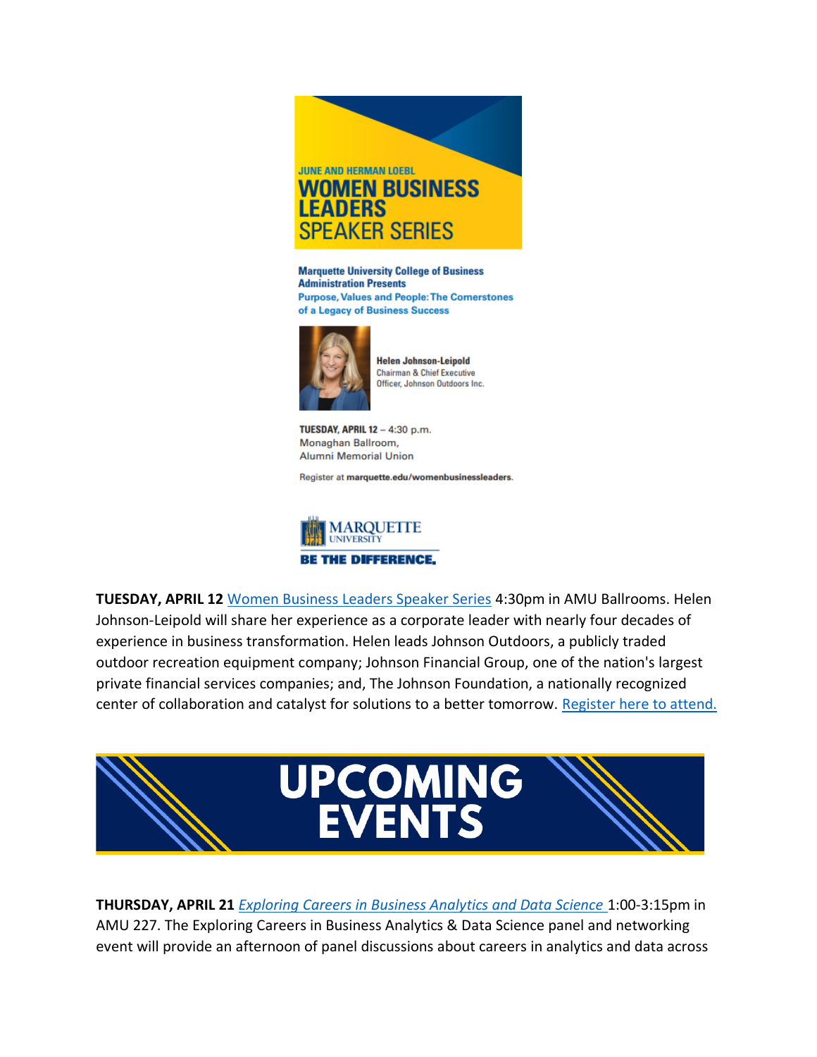JUNE AND HERMAN LOEBL

**WOMEN BUSINESS LEADERS**
SPEAKER SERIES

**Marquette University College of Business Administration Presents**
**Purpose, Values and People: The Cornerstones of a Legacy of Business Success**

**Helen Johnson-Leipold**
Chairman & Chief Executive Officer, Johnson Outdoors Inc.

**TUESDAY, APRIL 12** – 4:30 p.m.
Monaghan Ballroom,
Alumni Memorial Union

Register at **marquette.edu/womenbusinessleaders**.

MARQUETTE UNIVERSITY
**BE THE DIFFERENCE.**

**TUESDAY, APRIL 12** Women Business Leaders Speaker Series 4:30pm in AMU Ballrooms. Helen Johnson-Leipold will share her experience as a corporate leader with nearly four decades of experience in business transformation. Helen leads Johnson Outdoors, a publicly traded outdoor recreation equipment company; Johnson Financial Group, one of the nation's largest private financial services companies; and, The Johnson Foundation, a nationally recognized center of collaboration and catalyst for solutions to a better tomorrow. Register here to attend.

# UPCOMING EVENTS

**THURSDAY, APRIL 21** *Exploring Careers in Business Analytics and Data Science* 1:00-3:15pm in AMU 227. The Exploring Careers in Business Analytics & Data Science panel and networking event will provide an afternoon of panel discussions about careers in analytics and data across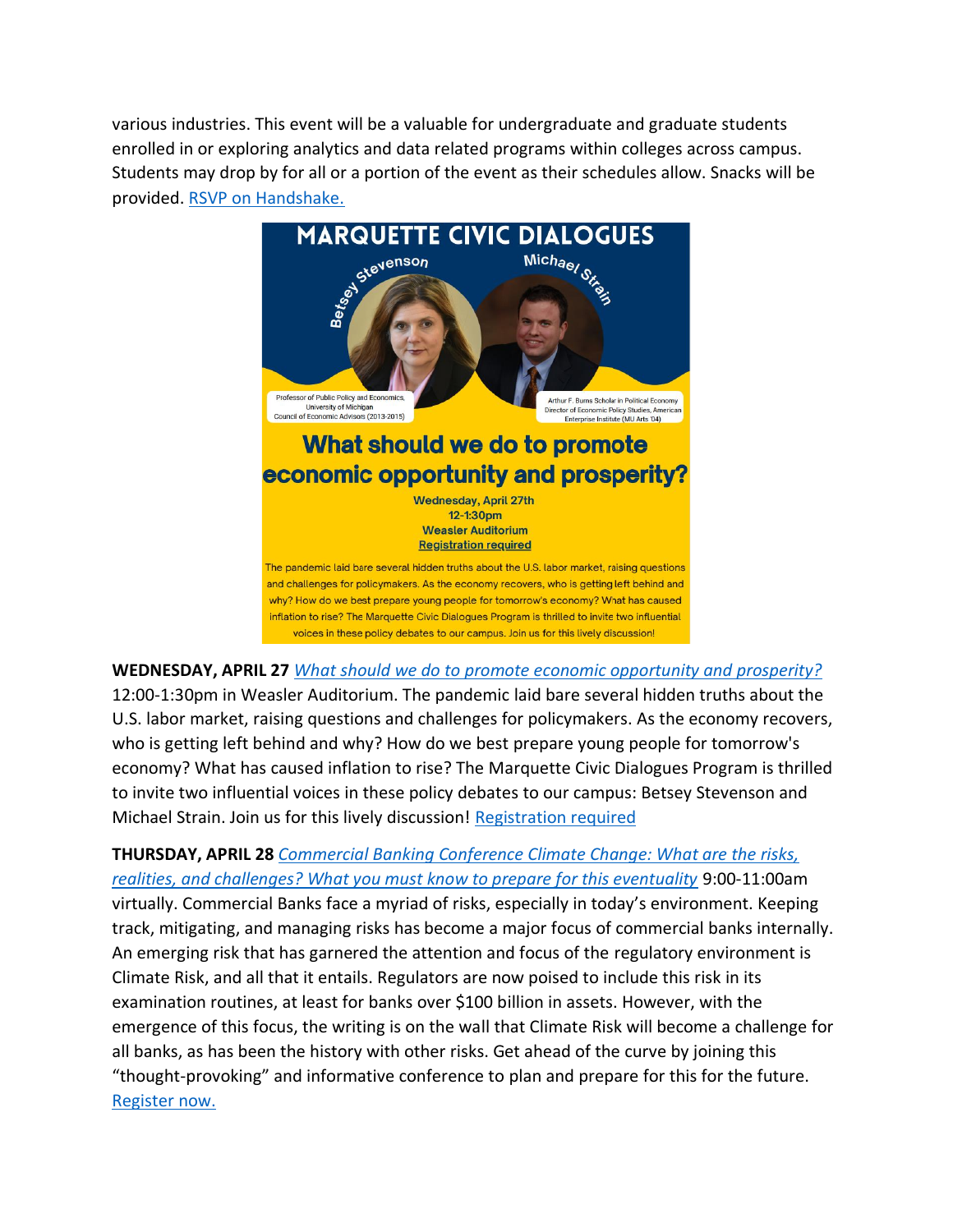various industries. This event will be a valuable for undergraduate and graduate students enrolled in or exploring analytics and data related programs within colleges across campus. Students may drop by for all or a portion of the event as their schedules allow. Snacks will be provided. [RSVP on Handshake.]()

# MARQUETTE CIVIC DIALOGUES

Betsey Stevenson — Professor of Public Policy and Economics, University of Michigan, Council of Economic Advisors (2013-2015)

Michael Strain — Arthur F. Burns Scholar in Political Economy, Director of Economic Policy Studies, American Enterprise Institute (MU Arts '04)

## What should we do to promote economic opportunity and prosperity?

**Wednesday, April 27th**
**12-1:30pm**
**Weasler Auditorium**
**Registration required**

The pandemic laid bare several hidden truths about the U.S. labor market, raising questions and challenges for policymakers. As the economy recovers, who is getting left behind and why? How do we best prepare young people for tomorrow's economy? What has caused inflation to rise? The Marquette Civic Dialogues Program is thrilled to invite two influential voices in these policy debates to our campus. Join us for this lively discussion!

**WEDNESDAY, APRIL 27** *What should we do to promote economic opportunity and prosperity?* 12:00-1:30pm in Weasler Auditorium. The pandemic laid bare several hidden truths about the U.S. labor market, raising questions and challenges for policymakers. As the economy recovers, who is getting left behind and why? How do we best prepare young people for tomorrow's economy? What has caused inflation to rise? The Marquette Civic Dialogues Program is thrilled to invite two influential voices in these policy debates to our campus: Betsey Stevenson and Michael Strain. Join us for this lively discussion! Registration required

**THURSDAY, APRIL 28** *Commercial Banking Conference Climate Change: What are the risks, realities, and challenges? What you must know to prepare for this eventuality* 9:00-11:00am virtually. Commercial Banks face a myriad of risks, especially in today's environment. Keeping track, mitigating, and managing risks has become a major focus of commercial banks internally. An emerging risk that has garnered the attention and focus of the regulatory environment is Climate Risk, and all that it entails. Regulators are now poised to include this risk in its examination routines, at least for banks over $100 billion in assets. However, with the emergence of this focus, the writing is on the wall that Climate Risk will become a challenge for all banks, as has been the history with other risks. Get ahead of the curve by joining this "thought-provoking" and informative conference to plan and prepare for this for the future. Register now.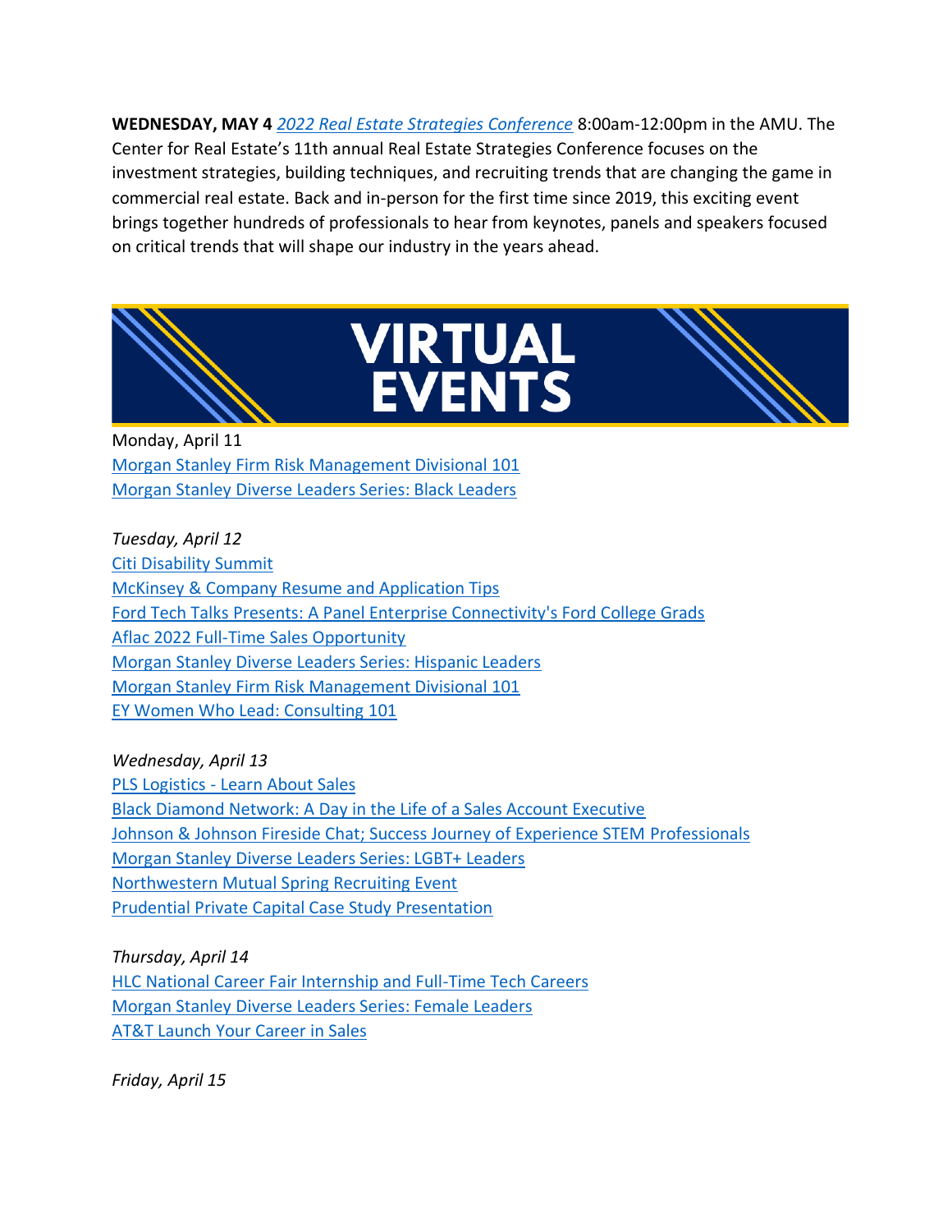**WEDNESDAY, MAY 4** *2022 Real Estate Strategies Conference* 8:00am-12:00pm in the AMU. The Center for Real Estate's 11th annual Real Estate Strategies Conference focuses on the investment strategies, building techniques, and recruiting trends that are changing the game in commercial real estate. Back and in-person for the first time since 2019, this exciting event brings together hundreds of professionals to hear from keynotes, panels and speakers focused on critical trends that will shape our industry in the years ahead.

# VIRTUAL EVENTS

Monday, April 11
Morgan Stanley Firm Risk Management Divisional 101
Morgan Stanley Diverse Leaders Series: Black Leaders

*Tuesday, April 12*
Citi Disability Summit
McKinsey & Company Resume and Application Tips
Ford Tech Talks Presents: A Panel Enterprise Connectivity's Ford College Grads
Aflac 2022 Full-Time Sales Opportunity
Morgan Stanley Diverse Leaders Series: Hispanic Leaders
Morgan Stanley Firm Risk Management Divisional 101
EY Women Who Lead: Consulting 101

*Wednesday, April 13*
PLS Logistics - Learn About Sales
Black Diamond Network: A Day in the Life of a Sales Account Executive
Johnson & Johnson Fireside Chat; Success Journey of Experience STEM Professionals
Morgan Stanley Diverse Leaders Series: LGBT+ Leaders
Northwestern Mutual Spring Recruiting Event
Prudential Private Capital Case Study Presentation

*Thursday, April 14*
HLC National Career Fair Internship and Full-Time Tech Careers
Morgan Stanley Diverse Leaders Series: Female Leaders
AT&T Launch Your Career in Sales

*Friday, April 15*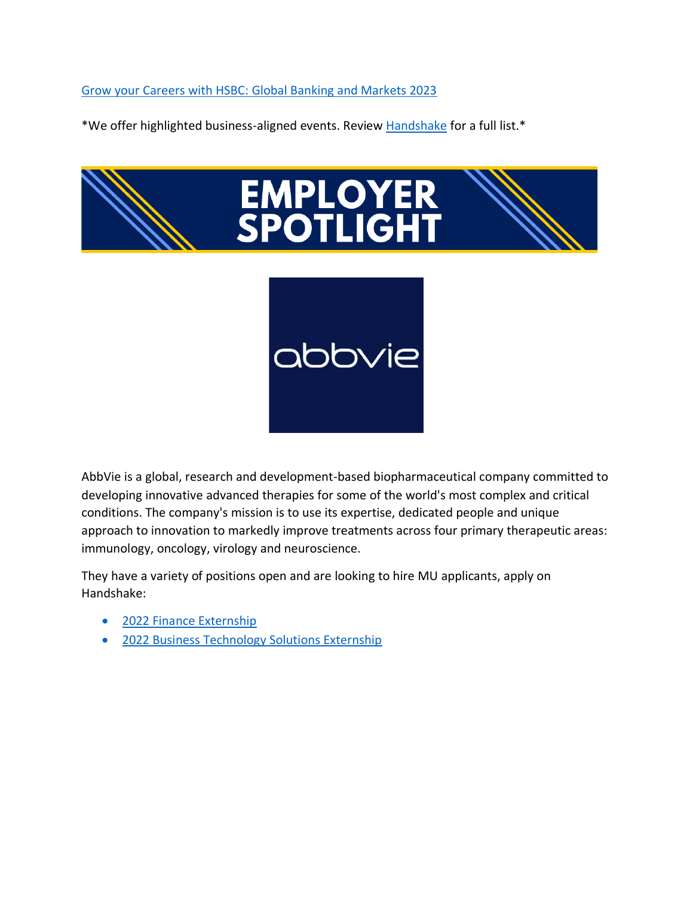[Grow your Careers with HSBC: Global Banking and Markets 2023]

*We offer highlighted business-aligned events. Review [Handshake] for a full list.*

# EMPLOYER SPOTLIGHT

abbvie

AbbVie is a global, research and development-based biopharmaceutical company committed to developing innovative advanced therapies for some of the world's most complex and critical conditions. The company's mission is to use its expertise, dedicated people and unique approach to innovation to markedly improve treatments across four primary therapeutic areas: immunology, oncology, virology and neuroscience.

They have a variety of positions open and are looking to hire MU applicants, apply on Handshake:

- [2022 Finance Externship]
- [2022 Business Technology Solutions Externship]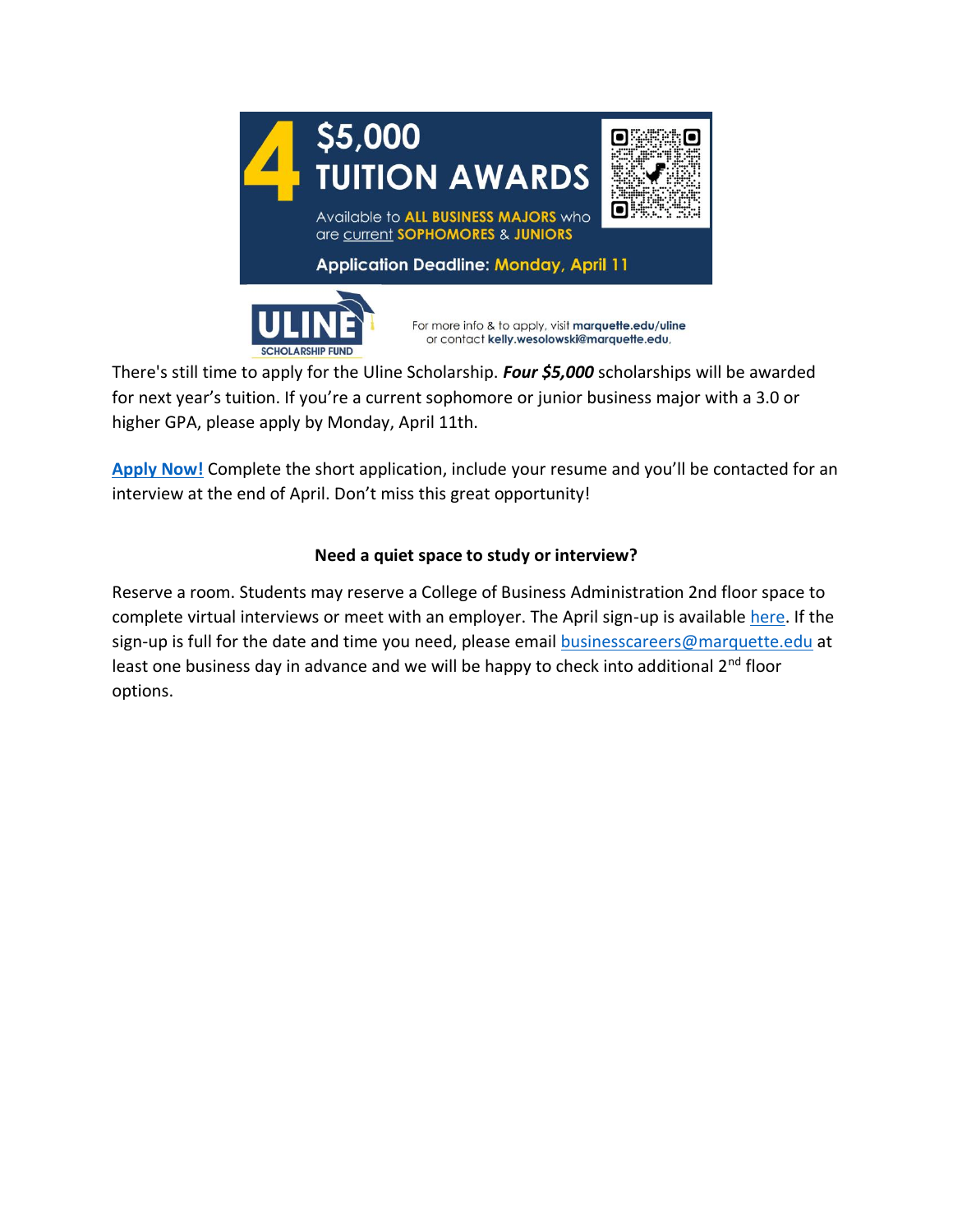4 $5,000 TUITION AWARDS

Available to **ALL BUSINESS MAJORS** who are current **SOPHOMORES** & **JUNIORS**

**Application Deadline: Monday, April 11**

ULINE SCHOLARSHIP FUND

For more info & to apply, visit **marquette.edu/uline** or contact **kelly.wesolowski@marquette.edu**.

There's still time to apply for the Uline Scholarship. ***Four $5,000*** scholarships will be awarded for next year's tuition. If you're a current sophomore or junior business major with a 3.0 or higher GPA, please apply by Monday, April 11th.

**Apply Now!** Complete the short application, include your resume and you'll be contacted for an interview at the end of April. Don't miss this great opportunity!

**Need a quiet space to study or interview?**

Reserve a room. Students may reserve a College of Business Administration 2nd floor space to complete virtual interviews or meet with an employer. The April sign-up is available here. If the sign-up is full for the date and time you need, please email businesscareers@marquette.edu at least one business day in advance and we will be happy to check into additional 2nd floor options.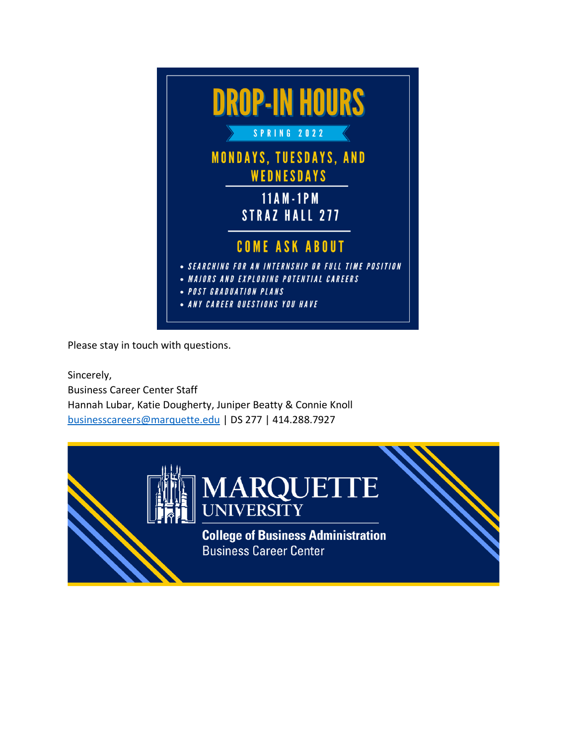# DROP-IN HOURS

SPRING 2022

MONDAYS, TUESDAYS, AND WEDNESDAYS

11AM-1PM
STRAZ HALL 277

## COME ASK ABOUT

- *SEARCHING FOR AN INTERNSHIP OR FULL TIME POSITION*
- *MAJORS AND EXPLORING POTENTIAL CAREERS*
- *POST GRADUATION PLANS*
- *ANY CAREER QUESTIONS YOU HAVE*

Please stay in touch with questions.

Sincerely,
Business Career Center Staff
Hannah Lubar, Katie Dougherty, Juniper Beatty & Connie Knoll
businesscareers@marquette.edu | DS 277 | 414.288.7927

MARQUETTE UNIVERSITY
College of Business Administration
Business Career Center